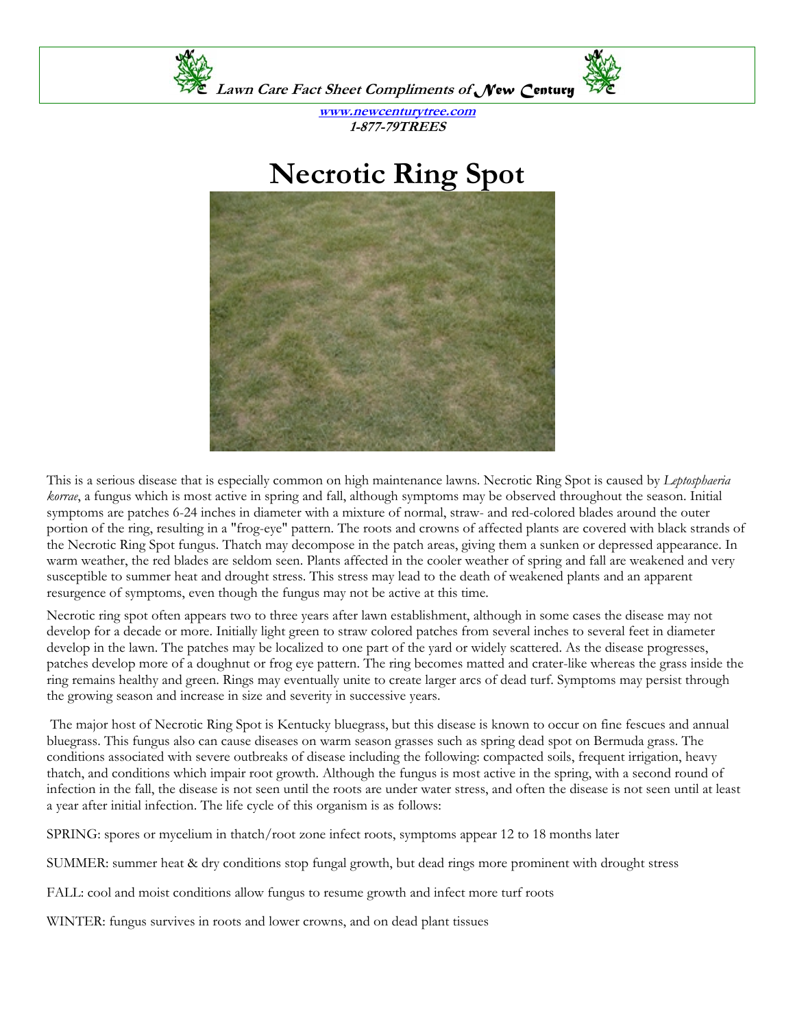**Lawn Care Fact Sheet Compliments of New Century**

**www.newcenturytree.com**
**1-877-79TREES**

# Necrotic Ring Spot

This is a serious disease that is especially common on high maintenance lawns. Necrotic Ring Spot is caused by *Leptosphaeria korrae*, a fungus which is most active in spring and fall, although symptoms may be observed throughout the season. Initial symptoms are patches 6-24 inches in diameter with a mixture of normal, straw- and red-colored blades around the outer portion of the ring, resulting in a "frog-eye" pattern. The roots and crowns of affected plants are covered with black strands of the Necrotic Ring Spot fungus. Thatch may decompose in the patch areas, giving them a sunken or depressed appearance. In warm weather, the red blades are seldom seen. Plants affected in the cooler weather of spring and fall are weakened and very susceptible to summer heat and drought stress. This stress may lead to the death of weakened plants and an apparent resurgence of symptoms, even though the fungus may not be active at this time.

Necrotic ring spot often appears two to three years after lawn establishment, although in some cases the disease may not develop for a decade or more. Initially light green to straw colored patches from several inches to several feet in diameter develop in the lawn. The patches may be localized to one part of the yard or widely scattered. As the disease progresses, patches develop more of a doughnut or frog eye pattern. The ring becomes matted and crater-like whereas the grass inside the ring remains healthy and green. Rings may eventually unite to create larger arcs of dead turf. Symptoms may persist through the growing season and increase in size and severity in successive years.

The major host of Necrotic Ring Spot is Kentucky bluegrass, but this disease is known to occur on fine fescues and annual bluegrass. This fungus also can cause diseases on warm season grasses such as spring dead spot on Bermuda grass. The conditions associated with severe outbreaks of disease including the following: compacted soils, frequent irrigation, heavy thatch, and conditions which impair root growth. Although the fungus is most active in the spring, with a second round of infection in the fall, the disease is not seen until the roots are under water stress, and often the disease is not seen until at least a year after initial infection. The life cycle of this organism is as follows:

SPRING: spores or mycelium in thatch/root zone infect roots, symptoms appear 12 to 18 months later

SUMMER: summer heat & dry conditions stop fungal growth, but dead rings more prominent with drought stress

FALL: cool and moist conditions allow fungus to resume growth and infect more turf roots

WINTER: fungus survives in roots and lower crowns, and on dead plant tissues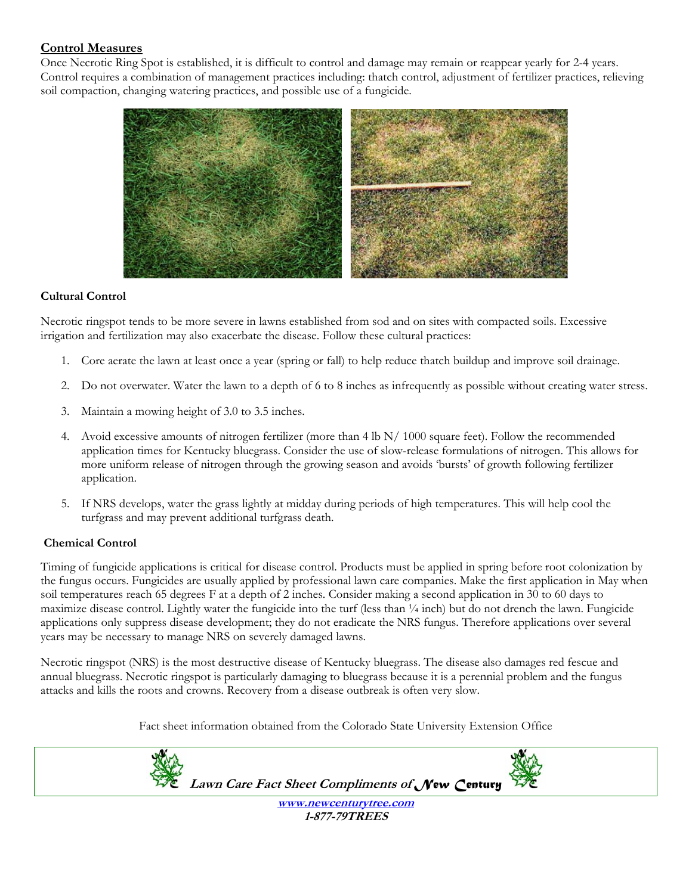## Control Measures

Once Necrotic Ring Spot is established, it is difficult to control and damage may remain or reappear yearly for 2-4 years. Control requires a combination of management practices including: thatch control, adjustment of fertilizer practices, relieving soil compaction, changing watering practices, and possible use of a fungicide.

### Cultural Control

Necrotic ringspot tends to be more severe in lawns established from sod and on sites with compacted soils. Excessive irrigation and fertilization may also exacerbate the disease. Follow these cultural practices:

1. Core aerate the lawn at least once a year (spring or fall) to help reduce thatch buildup and improve soil drainage.
2. Do not overwater. Water the lawn to a depth of 6 to 8 inches as infrequently as possible without creating water stress.
3. Maintain a mowing height of 3.0 to 3.5 inches.
4. Avoid excessive amounts of nitrogen fertilizer (more than 4 lb N/ 1000 square feet). Follow the recommended application times for Kentucky bluegrass. Consider the use of slow-release formulations of nitrogen. This allows for more uniform release of nitrogen through the growing season and avoids 'bursts' of growth following fertilizer application.
5. If NRS develops, water the grass lightly at midday during periods of high temperatures. This will help cool the turfgrass and may prevent additional turfgrass death.

### Chemical Control

Timing of fungicide applications is critical for disease control. Products must be applied in spring before root colonization by the fungus occurs. Fungicides are usually applied by professional lawn care companies. Make the first application in May when soil temperatures reach 65 degrees F at a depth of 2 inches. Consider making a second application in 30 to 60 days to maximize disease control. Lightly water the fungicide into the turf (less than ¼ inch) but do not drench the lawn. Fungicide applications only suppress disease development; they do not eradicate the NRS fungus. Therefore applications over several years may be necessary to manage NRS on severely damaged lawns.

Necrotic ringspot (NRS) is the most destructive disease of Kentucky bluegrass. The disease also damages red fescue and annual bluegrass. Necrotic ringspot is particularly damaging to bluegrass because it is a perennial problem and the fungus attacks and kills the roots and crowns. Recovery from a disease outbreak is often very slow.

Fact sheet information obtained from the Colorado State University Extension Office

***Lawn Care Fact Sheet Compliments of New Century***

**www.newcenturytree.com**
***1-877-79TREES***